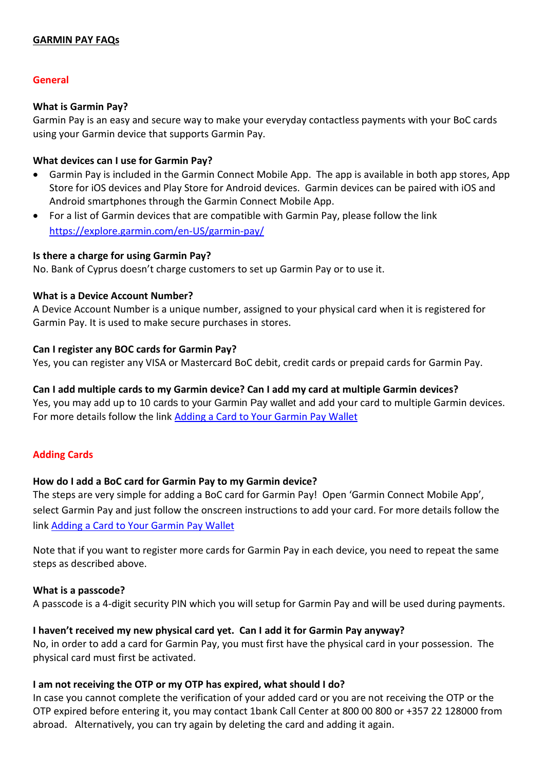# GARMIN PAY FAQs

## General

### What is Garmin Pay?

Garmin Pay is an easy and secure way to make your everyday contactless payments with your BoC cards using your Garmin device that supports Garmin Pay.

### What devices can I use for Garmin Pay?

- Garmin Pay is included in the Garmin Connect Mobile App. The app is available in both app stores, App Store for iOS devices and Play Store for Android devices. Garmin devices can be paired with iOS and Android smartphones through the Garmin Connect Mobile App.
- For a list of Garmin devices that are compatible with Garmin Pay, please follow the link [https://explore.garmin.com/en-US/garmin-pay/](https://explore.garmin.com/en-US/garmin-pay/)

### Is there a charge for using Garmin Pay?

No. Bank of Cyprus doesn't charge customers to set up Garmin Pay or to use it.

### What is a Device Account Number?

A Device Account Number is a unique number, assigned to your physical card when it is registered for Garmin Pay. It is used to make secure purchases in stores.

### Can I register any BOC cards for Garmin Pay?

Yes, you can register any VISA or Mastercard BoC debit, credit cards or prepaid cards for Garmin Pay.

### Can I add multiple cards to my Garmin device? Can I add my card at multiple Garmin devices?

Yes, you may add up to 10 cards to your Garmin Pay wallet and add your card to multiple Garmin devices. For more details follow the link Adding a Card to Your Garmin Pay Wallet

## Adding Cards

### How do I add a BoC card for Garmin Pay to my Garmin device?

The steps are very simple for adding a BoC card for Garmin Pay! Open 'Garmin Connect Mobile App', select Garmin Pay and just follow the onscreen instructions to add your card. For more details follow the link Adding a Card to Your Garmin Pay Wallet

Note that if you want to register more cards for Garmin Pay in each device, you need to repeat the same steps as described above.

### What is a passcode?

A passcode is a 4-digit security PIN which you will setup for Garmin Pay and will be used during payments.

### I haven't received my new physical card yet. Can I add it for Garmin Pay anyway?

No, in order to add a card for Garmin Pay, you must first have the physical card in your possession. The physical card must first be activated.

### I am not receiving the OTP or my OTP has expired, what should I do?

In case you cannot complete the verification of your added card or you are not receiving the OTP or the OTP expired before entering it, you may contact 1bank Call Center at 800 00 800 or +357 22 128000 from abroad. Alternatively, you can try again by deleting the card and adding it again.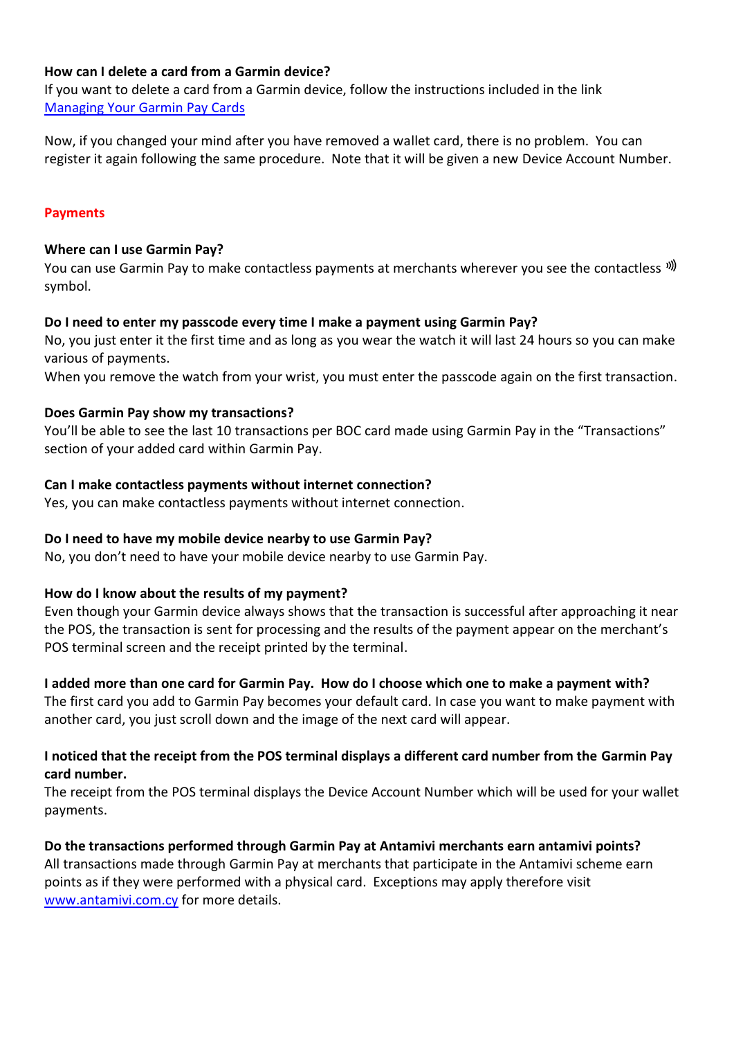**How can I delete a card from a Garmin device?**

If you want to delete a card from a Garmin device, follow the instructions included in the link [Managing Your Garmin Pay Cards](Managing Your Garmin Pay Cards)

Now, if you changed your mind after you have removed a wallet card, there is no problem. You can register it again following the same procedure. Note that it will be given a new Device Account Number.

## Payments

**Where can I use Garmin Pay?**

You can use Garmin Pay to make contactless payments at merchants wherever you see the contactless ))) symbol.

**Do I need to enter my passcode every time I make a payment using Garmin Pay?**

No, you just enter it the first time and as long as you wear the watch it will last 24 hours so you can make various of payments.

When you remove the watch from your wrist, you must enter the passcode again on the first transaction.

**Does Garmin Pay show my transactions?**

You'll be able to see the last 10 transactions per BOC card made using Garmin Pay in the "Transactions" section of your added card within Garmin Pay.

**Can I make contactless payments without internet connection?**

Yes, you can make contactless payments without internet connection.

**Do I need to have my mobile device nearby to use Garmin Pay?**

No, you don't need to have your mobile device nearby to use Garmin Pay.

**How do I know about the results of my payment?**

Even though your Garmin device always shows that the transaction is successful after approaching it near the POS, the transaction is sent for processing and the results of the payment appear on the merchant's POS terminal screen and the receipt printed by the terminal.

**I added more than one card for Garmin Pay. How do I choose which one to make a payment with?**

The first card you add to Garmin Pay becomes your default card. In case you want to make payment with another card, you just scroll down and the image of the next card will appear.

**I noticed that the receipt from the POS terminal displays a different card number from the Garmin Pay card number.**

The receipt from the POS terminal displays the Device Account Number which will be used for your wallet payments.

**Do the transactions performed through Garmin Pay at Antamivi merchants earn antamivi points?**

All transactions made through Garmin Pay at merchants that participate in the Antamivi scheme earn points as if they were performed with a physical card. Exceptions may apply therefore visit [www.antamivi.com.cy](www.antamivi.com.cy) for more details.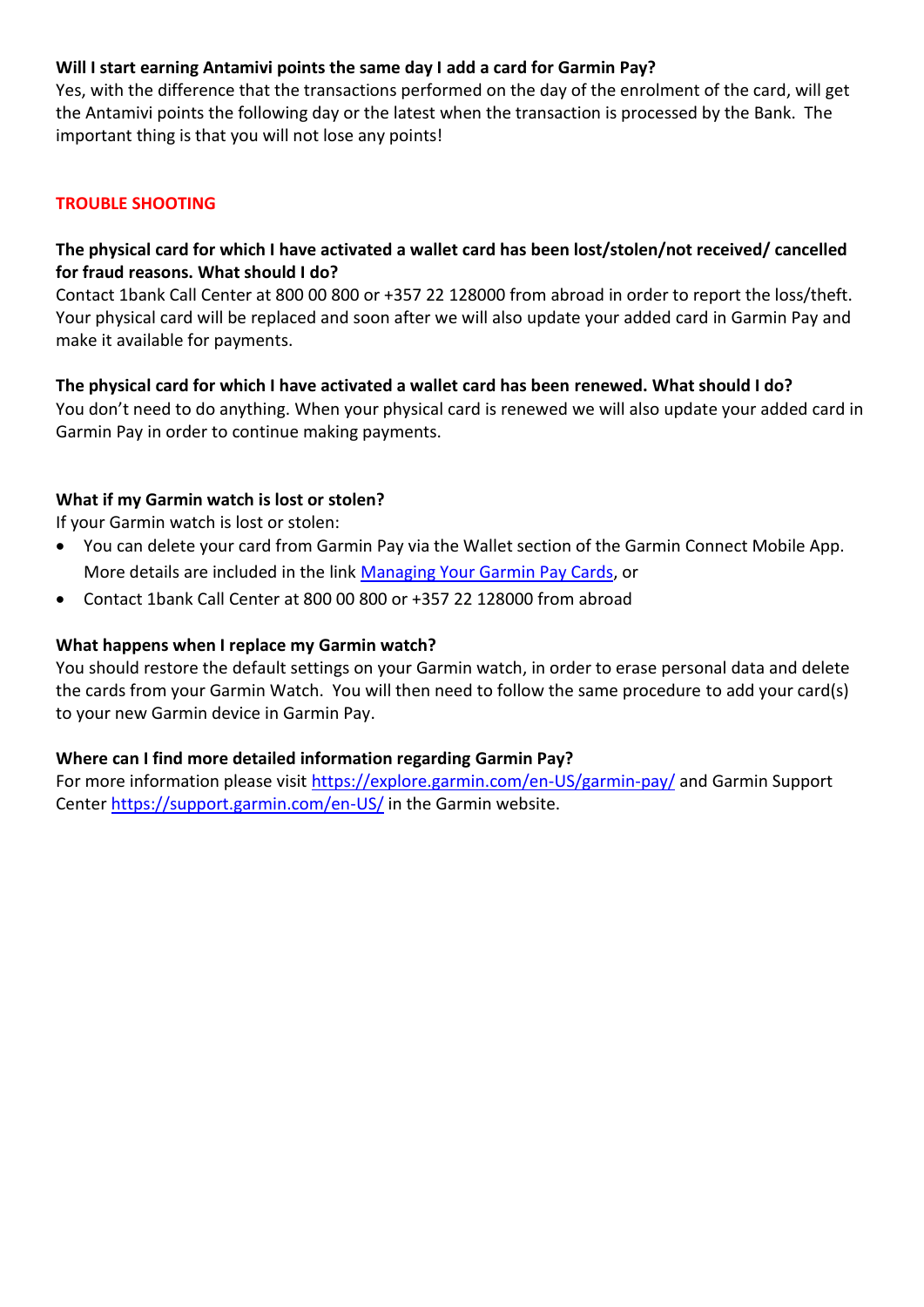**Will I start earning Antamivi points the same day I add a card for Garmin Pay?**

Yes, with the difference that the transactions performed on the day of the enrolment of the card, will get the Antamivi points the following day or the latest when the transaction is processed by the Bank. The important thing is that you will not lose any points!

## TROUBLE SHOOTING

**The physical card for which I have activated a wallet card has been lost/stolen/not received/ cancelled for fraud reasons. What should I do?**

Contact 1bank Call Center at 800 00 800 or +357 22 128000 from abroad in order to report the loss/theft. Your physical card will be replaced and soon after we will also update your added card in Garmin Pay and make it available for payments.

**The physical card for which I have activated a wallet card has been renewed. What should I do?**

You don't need to do anything. When your physical card is renewed we will also update your added card in Garmin Pay in order to continue making payments.

**What if my Garmin watch is lost or stolen?**

If your Garmin watch is lost or stolen:

- You can delete your card from Garmin Pay via the Wallet section of the Garmin Connect Mobile App. More details are included in the link [Managing Your Garmin Pay Cards](), or
- Contact 1bank Call Center at 800 00 800 or +357 22 128000 from abroad

**What happens when I replace my Garmin watch?**

You should restore the default settings on your Garmin watch, in order to erase personal data and delete the cards from your Garmin Watch. You will then need to follow the same procedure to add your card(s) to your new Garmin device in Garmin Pay.

**Where can I find more detailed information regarding Garmin Pay?**

For more information please visit https://explore.garmin.com/en-US/garmin-pay/ and Garmin Support Center https://support.garmin.com/en-US/ in the Garmin website.